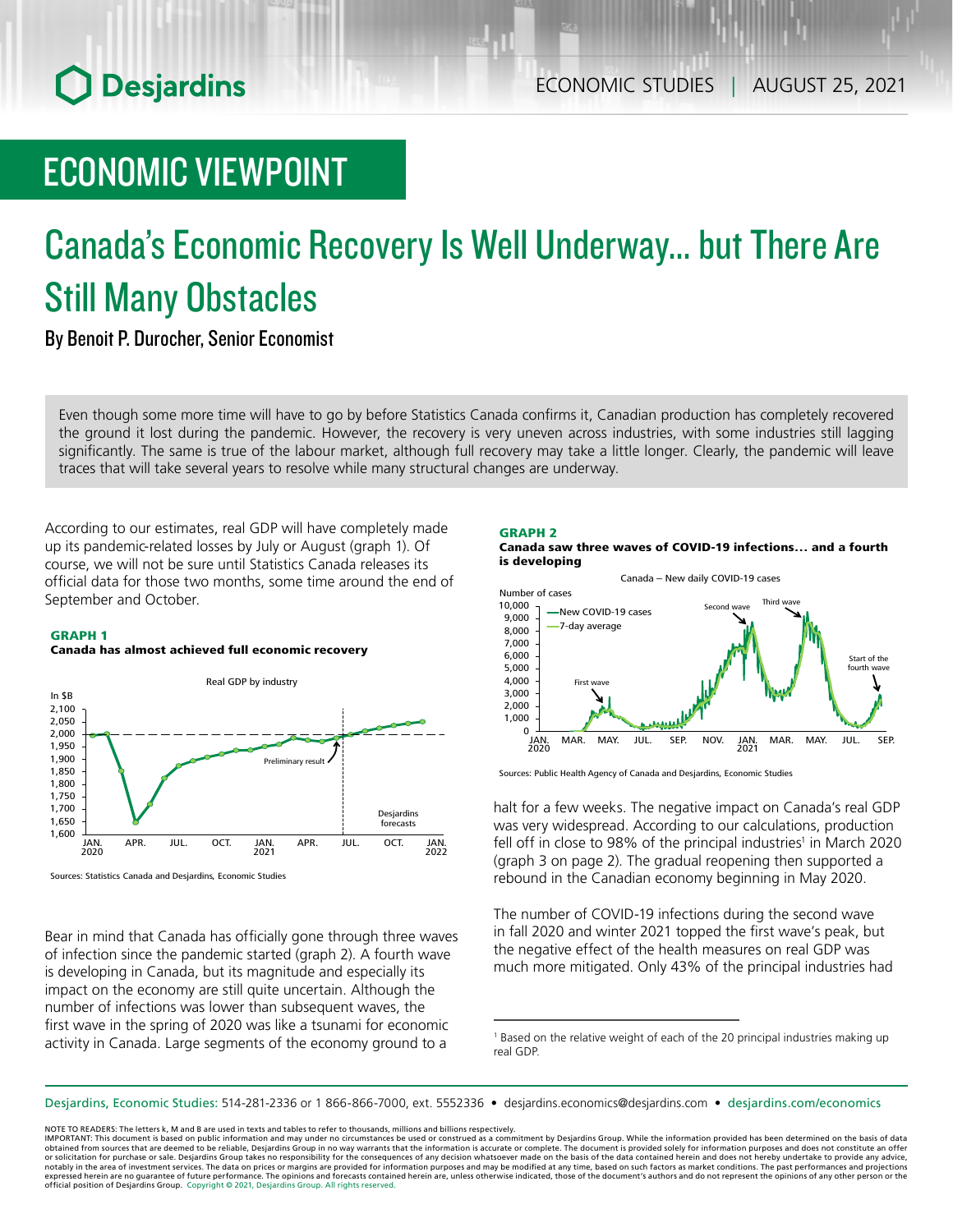# ECONOMIC VIEWPOINT

# Canada's Economic Recovery Is Well Underway… but There Are Still Many Obstacles

By Benoit P. Durocher, Senior Economist

Even though some more time will have to go by before Statistics Canada confirms it, Canadian production has completely recovered the ground it lost during the pandemic. However, the recovery is very uneven across industries, with some industries still lagging significantly. The same is true of the labour market, although full recovery may take a little longer. Clearly, the pandemic will leave traces that will take several years to resolve while many structural changes are underway.

According to our estimates, real GDP will have completely made up its pandemic-related losses by July or August (graph 1). Of course, we will not be sure until Statistics Canada releases its official data for those two months, some time around the end of September and October.

**GRAPH 1**
**Canada has almost achieved full economic recovery**

Sources: Statistics Canada and Desjardins, Economic Studies

Bear in mind that Canada has officially gone through three waves of infection since the pandemic started (graph 2). A fourth wave is developing in Canada, but its magnitude and especially its impact on the economy are still quite uncertain. Although the number of infections was lower than subsequent waves, the first wave in the spring of 2020 was like a tsunami for economic activity in Canada. Large segments of the economy ground to a halt for a few weeks. The negative impact on Canada's real GDP was very widespread. According to our calculations, production fell off in close to 98% of the principal industries[1] in March 2020 (graph 3 on page 2). The gradual reopening then supported a rebound in the Canadian economy beginning in May 2020.

**GRAPH 2**
**Canada saw three waves of COVID-19 infections… and a fourth is developing**

Sources: Public Health Agency of Canada and Desjardins, Economic Studies

The number of COVID-19 infections during the second wave in fall 2020 and winter 2021 topped the first wave's peak, but the negative effect of the health measures on real GDP was much more mitigated. Only 43% of the principal industries had

[1] Based on the relative weight of each of the 20 principal industries making up real GDP.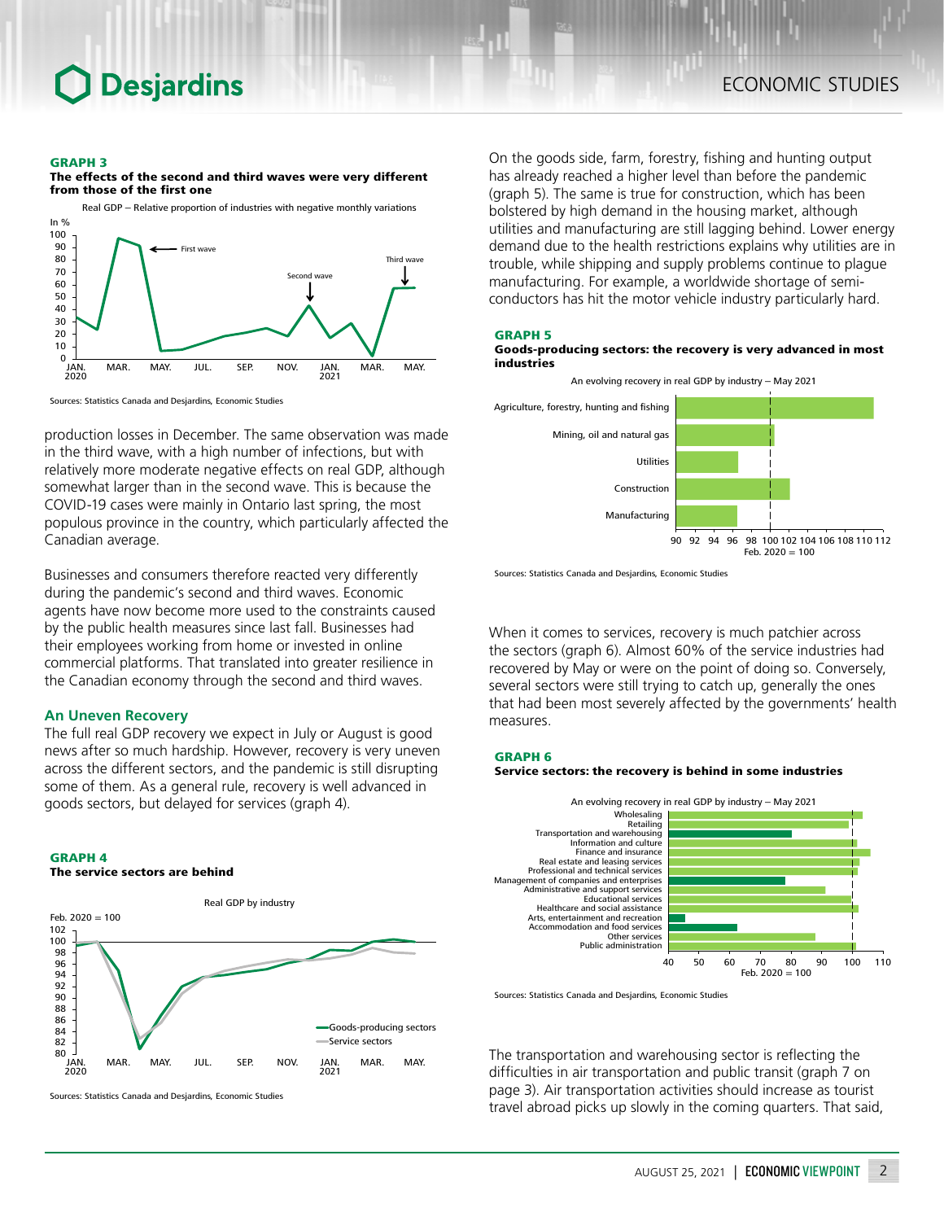**GRAPH 3**
**The effects of the second and third waves were very different from those of the first one**

Real GDP – Relative proportion of industries with negative monthly variations

Sources: Statistics Canada and Desjardins, Economic Studies

production losses in December. The same observation was made in the third wave, with a high number of infections, but with relatively more moderate negative effects on real GDP, although somewhat larger than in the second wave. This is because the COVID-19 cases were mainly in Ontario last spring, the most populous province in the country, which particularly affected the Canadian average.

Businesses and consumers therefore reacted very differently during the pandemic's second and third waves. Economic agents have now become more used to the constraints caused by the public health measures since last fall. Businesses had their employees working from home or invested in online commercial platforms. That translated into greater resilience in the Canadian economy through the second and third waves.

## An Uneven Recovery

The full real GDP recovery we expect in July or August is good news after so much hardship. However, recovery is very uneven across the different sectors, and the pandemic is still disrupting some of them. As a general rule, recovery is well advanced in goods sectors, but delayed for services (graph 4).

**GRAPH 4**
**The service sectors are behind**

Real GDP by industry

Sources: Statistics Canada and Desjardins, Economic Studies

On the goods side, farm, forestry, fishing and hunting output has already reached a higher level than before the pandemic (graph 5). The same is true for construction, which has been bolstered by high demand in the housing market, although utilities and manufacturing are still lagging behind. Lower energy demand due to the health restrictions explains why utilities are in trouble, while shipping and supply problems continue to plague manufacturing. For example, a worldwide shortage of semi-conductors has hit the motor vehicle industry particularly hard.

**GRAPH 5**
**Goods-producing sectors: the recovery is very advanced in most industries**

An evolving recovery in real GDP by industry – May 2021

Sources: Statistics Canada and Desjardins, Economic Studies

When it comes to services, recovery is much patchier across the sectors (graph 6). Almost 60% of the service industries had recovered by May or were on the point of doing so. Conversely, several sectors were still trying to catch up, generally the ones that had been most severely affected by the governments' health measures.

**GRAPH 6**
**Service sectors: the recovery is behind in some industries**

An evolving recovery in real GDP by industry – May 2021

Sources: Statistics Canada and Desjardins, Economic Studies

The transportation and warehousing sector is reflecting the difficulties in air transportation and public transit (graph 7 on page 3). Air transportation activities should increase as tourist travel abroad picks up slowly in the coming quarters. That said,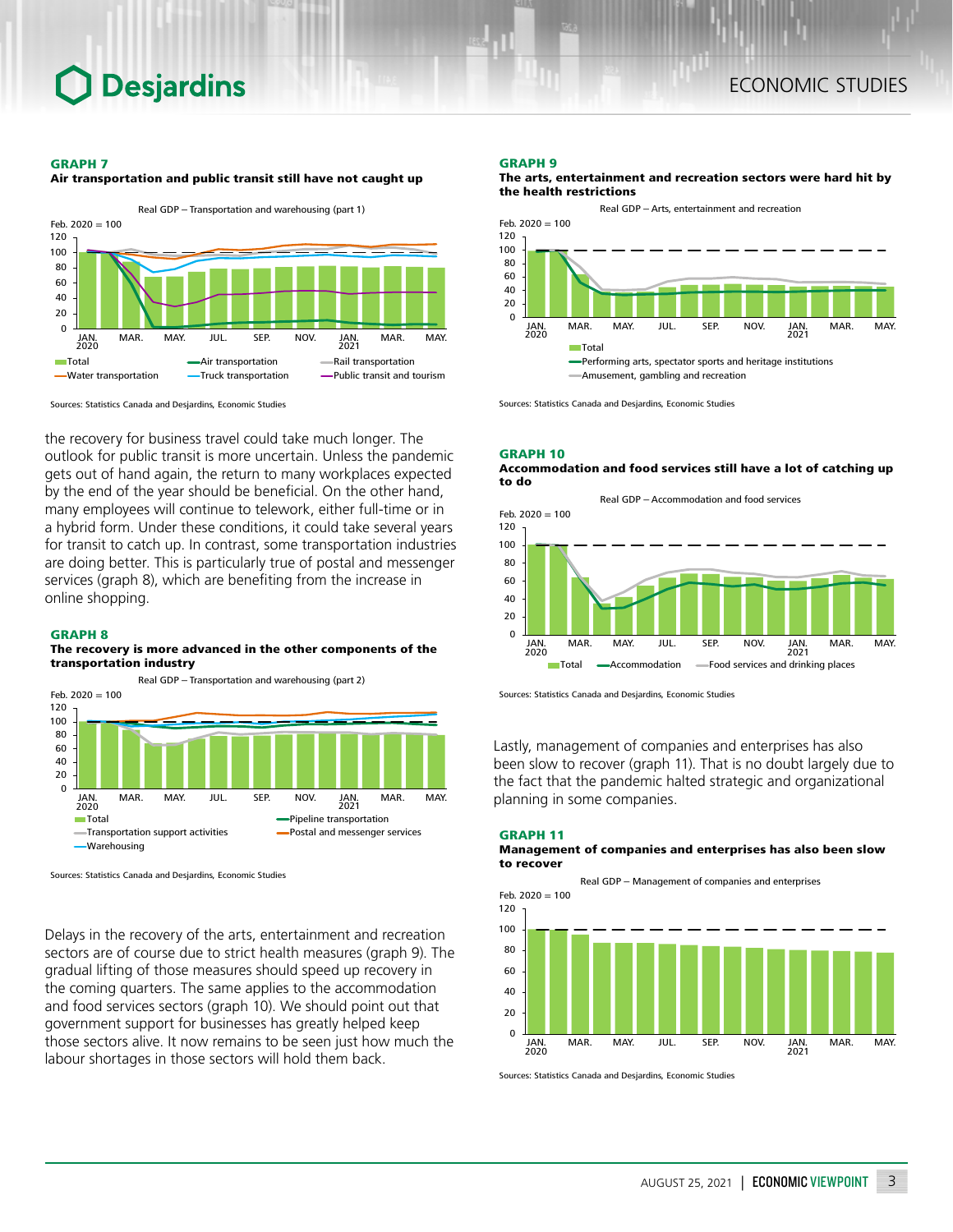#### GRAPH 7
**Air transportation and public transit still have not caught up**

Real GDP – Transportation and warehousing (part 1)

Feb. 2020 = 100

Total, Air transportation, Rail transportation, Water transportation, Truck transportation, Public transit and tourism

Sources: Statistics Canada and Desjardins, Economic Studies

the recovery for business travel could take much longer. The outlook for public transit is more uncertain. Unless the pandemic gets out of hand again, the return to many workplaces expected by the end of the year should be beneficial. On the other hand, many employees will continue to telework, either full-time or in a hybrid form. Under these conditions, it could take several years for transit to catch up. In contrast, some transportation industries are doing better. This is particularly true of postal and messenger services (graph 8), which are benefiting from the increase in online shopping.

#### GRAPH 8
**The recovery is more advanced in the other components of the transportation industry**

Real GDP – Transportation and warehousing (part 2)

Feb. 2020 = 100

Total, Pipeline transportation, Transportation support activities, Postal and messenger services, Warehousing

Sources: Statistics Canada and Desjardins, Economic Studies

Delays in the recovery of the arts, entertainment and recreation sectors are of course due to strict health measures (graph 9). The gradual lifting of those measures should speed up recovery in the coming quarters. The same applies to the accommodation and food services sectors (graph 10). We should point out that government support for businesses has greatly helped keep those sectors alive. It now remains to be seen just how much the labour shortages in those sectors will hold them back.

#### GRAPH 9
**The arts, entertainment and recreation sectors were hard hit by the health restrictions**

Real GDP – Arts, entertainment and recreation

Feb. 2020 = 100

Total, Performing arts, spectator sports and heritage institutions, Amusement, gambling and recreation

Sources: Statistics Canada and Desjardins, Economic Studies

#### GRAPH 10
**Accommodation and food services still have a lot of catching up to do**

Real GDP – Accommodation and food services

Feb. 2020 = 100

Total, Accommodation, Food services and drinking places

Sources: Statistics Canada and Desjardins, Economic Studies

Lastly, management of companies and enterprises has also been slow to recover (graph 11). That is no doubt largely due to the fact that the pandemic halted strategic and organizational planning in some companies.

#### GRAPH 11
**Management of companies and enterprises has also been slow to recover**

Real GDP – Management of companies and enterprises

Feb. 2020 = 100

Sources: Statistics Canada and Desjardins, Economic Studies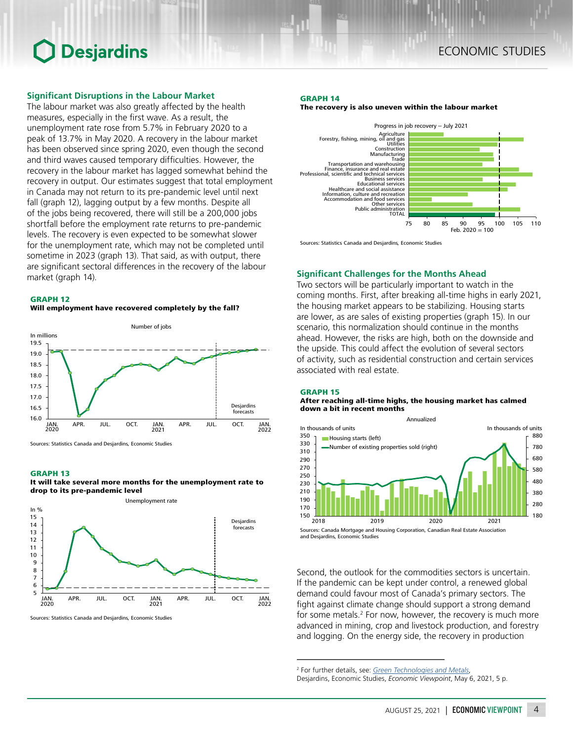## Significant Disruptions in the Labour Market

The labour market was also greatly affected by the health measures, especially in the first wave. As a result, the unemployment rate rose from 5.7% in February 2020 to a peak of 13.7% in May 2020. A recovery in the labour market has been observed since spring 2020, even though the second and third waves caused temporary difficulties. However, the recovery in the labour market has lagged somewhat behind the recovery in output. Our estimates suggest that total employment in Canada may not return to its pre-pandemic level until next fall (graph 12), lagging output by a few months. Despite all of the jobs being recovered, there will still be a 200,000 jobs shortfall before the employment rate returns to pre-pandemic levels. The recovery is even expected to be somewhat slower for the unemployment rate, which may not be completed until sometime in 2023 (graph 13). That said, as with output, there are significant sectoral differences in the recovery of the labour market (graph 14).

**GRAPH 12**
**Will employment have recovered completely by the fall?**

Sources: Statistics Canada and Desjardins, Economic Studies

**GRAPH 13**
**It will take several more months for the unemployment rate to drop to its pre-pandemic level**

Sources: Statistics Canada and Desjardins, Economic Studies

**GRAPH 14**
**The recovery is also uneven within the labour market**

Sources: Statistics Canada and Desjardins, Economic Studies

## Significant Challenges for the Months Ahead

Two sectors will be particularly important to watch in the coming months. First, after breaking all-time highs in early 2021, the housing market appears to be stabilizing. Housing starts are lower, as are sales of existing properties (graph 15). In our scenario, this normalization should continue in the months ahead. However, the risks are high, both on the downside and the upside. This could affect the evolution of several sectors of activity, such as residential construction and certain services associated with real estate.

**GRAPH 15**
**After reaching all-time highs, the housing market has calmed down a bit in recent months**

Sources: Canada Mortgage and Housing Corporation, Canadian Real Estate Association and Desjardins, Economic Studies

Second, the outlook for the commodities sectors is uncertain. If the pandemic can be kept under control, a renewed global demand could favour most of Canada's primary sectors. The fight against climate change should support a strong demand for some metals.[2] For now, however, the recovery is much more advanced in mining, crop and livestock production, and forestry and logging. On the energy side, the recovery in production

---

[2] For further details, see: *Green Technologies and Metals*, Desjardins, Economic Studies, *Economic Viewpoint*, May 6, 2021, 5 p.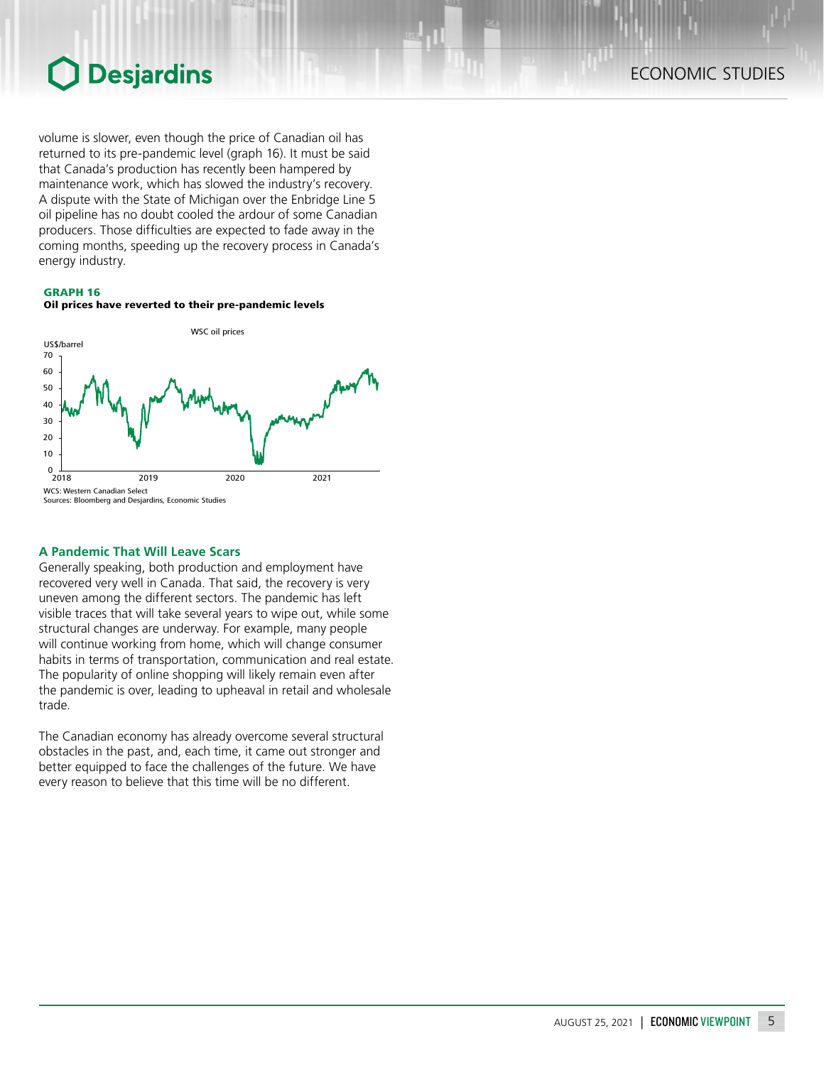volume is slower, even though the price of Canadian oil has returned to its pre-pandemic level (graph 16). It must be said that Canada's production has recently been hampered by maintenance work, which has slowed the industry's recovery. A dispute with the State of Michigan over the Enbridge Line 5 oil pipeline has no doubt cooled the ardour of some Canadian producers. Those difficulties are expected to fade away in the coming months, speeding up the recovery process in Canada's energy industry.

**GRAPH 16**
**Oil prices have reverted to their pre-pandemic levels**

WSC oil prices

US$/barrel

70
60
50
40
30
20
10
0

2018
2019
2020
2021

WCS: Western Canadian Select
Sources: Bloomberg and Desjardins, Economic Studies

## A Pandemic That Will Leave Scars

Generally speaking, both production and employment have recovered very well in Canada. That said, the recovery is very uneven among the different sectors. The pandemic has left visible traces that will take several years to wipe out, while some structural changes are underway. For example, many people will continue working from home, which will change consumer habits in terms of transportation, communication and real estate. The popularity of online shopping will likely remain even after the pandemic is over, leading to upheaval in retail and wholesale trade.

The Canadian economy has already overcome several structural obstacles in the past, and, each time, it came out stronger and better equipped to face the challenges of the future. We have every reason to believe that this time will be no different.